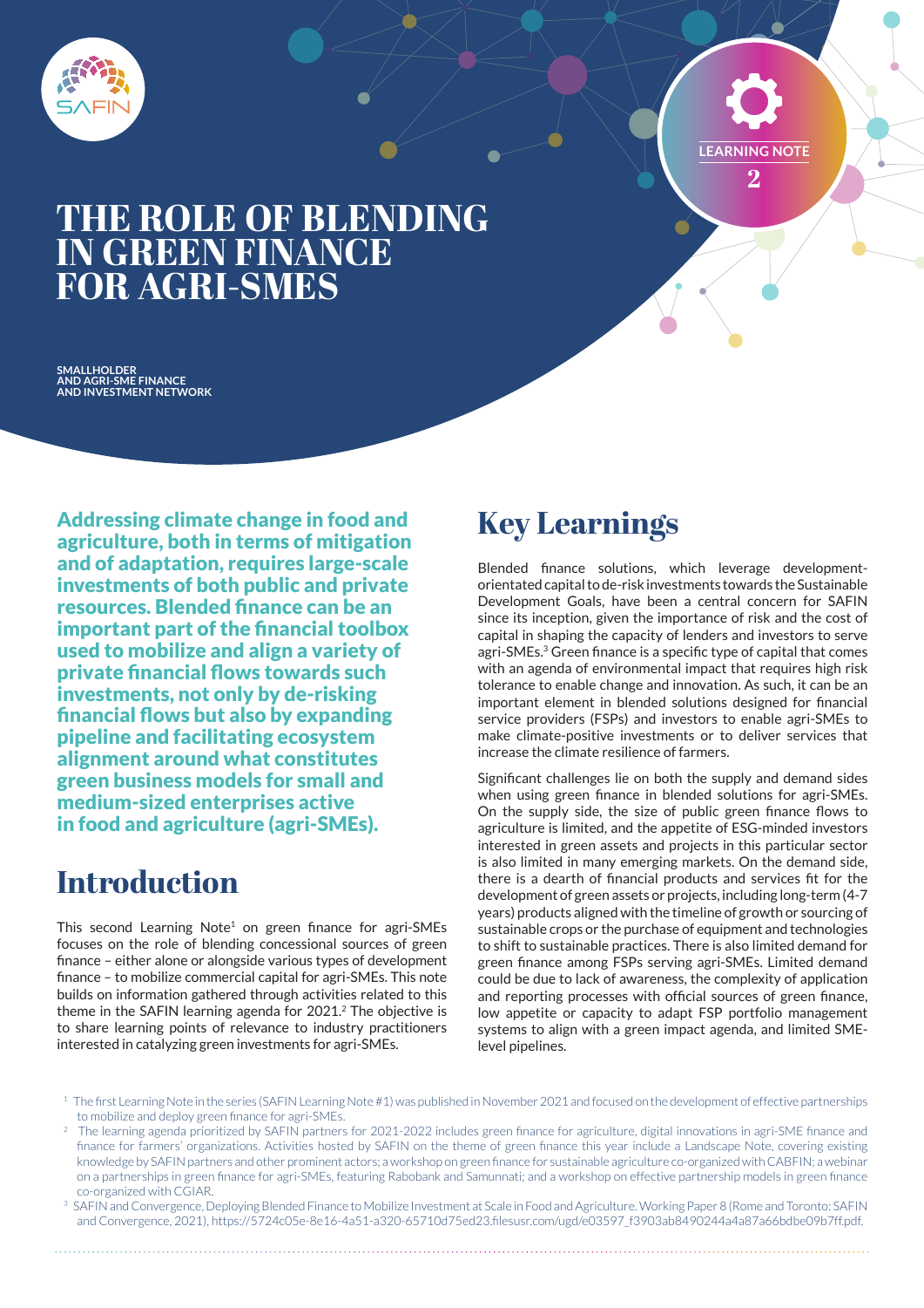LEARNING NOTE 2

# THE ROLE OF BLENDING IN GREEN FINANCE FOR AGRI-SMES

SMALLHOLDER AND AGRI-SME FINANCE AND INVESTMENT NETWORK

**Addressing climate change in food and agriculture, both in terms of mitigation and of adaptation, requires large-scale investments of both public and private resources. Blended finance can be an important part of the financial toolbox used to mobilize and align a variety of private financial flows towards such investments, not only by de-risking financial flows but also by expanding pipeline and facilitating ecosystem alignment around what constitutes green business models for small and medium-sized enterprises active in food and agriculture (agri-SMEs).**

## Introduction

This second Learning Note[1] on green finance for agri-SMEs focuses on the role of blending concessional sources of green finance – either alone or alongside various types of development finance – to mobilize commercial capital for agri-SMEs. This note builds on information gathered through activities related to this theme in the SAFIN learning agenda for 2021.[2] The objective is to share learning points of relevance to industry practitioners interested in catalyzing green investments for agri-SMEs.

## Key Learnings

Blended finance solutions, which leverage development-orientated capital to de-risk investments towards the Sustainable Development Goals, have been a central concern for SAFIN since its inception, given the importance of risk and the cost of capital in shaping the capacity of lenders and investors to serve agri-SMEs.[3] Green finance is a specific type of capital that comes with an agenda of environmental impact that requires high risk tolerance to enable change and innovation. As such, it can be an important element in blended solutions designed for financial service providers (FSPs) and investors to enable agri-SMEs to make climate-positive investments or to deliver services that increase the climate resilience of farmers.

Significant challenges lie on both the supply and demand sides when using green finance in blended solutions for agri-SMEs. On the supply side, the size of public green finance flows to agriculture is limited, and the appetite of ESG-minded investors interested in green assets and projects in this particular sector is also limited in many emerging markets. On the demand side, there is a dearth of financial products and services fit for the development of green assets or projects, including long-term (4-7 years) products aligned with the timeline of growth or sourcing of sustainable crops or the purchase of equipment and technologies to shift to sustainable practices. There is also limited demand for green finance among FSPs serving agri-SMEs. Limited demand could be due to lack of awareness, the complexity of application and reporting processes with official sources of green finance, low appetite or capacity to adapt FSP portfolio management systems to align with a green impact agenda, and limited SME-level pipelines.

---

[1] The first Learning Note in the series (SAFIN Learning Note #1) was published in November 2021 and focused on the development of effective partnerships to mobilize and deploy green finance for agri-SMEs.

[2] The learning agenda prioritized by SAFIN partners for 2021-2022 includes green finance for agriculture, digital innovations in agri-SME finance and finance for farmers' organizations. Activities hosted by SAFIN on the theme of green finance this year include a Landscape Note, covering existing knowledge by SAFIN partners and other prominent actors; a workshop on green finance for sustainable agriculture co-organized with CABFIN; a webinar on a partnerships in green finance for agri-SMEs, featuring Rabobank and Samunnati; and a workshop on effective partnership models in green finance co-organized with CGIAR.

[3] SAFIN and Convergence, Deploying Blended Finance to Mobilize Investment at Scale in Food and Agriculture. Working Paper 8 (Rome and Toronto: SAFIN and Convergence, 2021), https://5724c05e-8e16-4a51-a320-65710d75ed23.filesusr.com/ugd/e03597_f3903ab8490244a4a87a66bdbe09b7ff.pdf.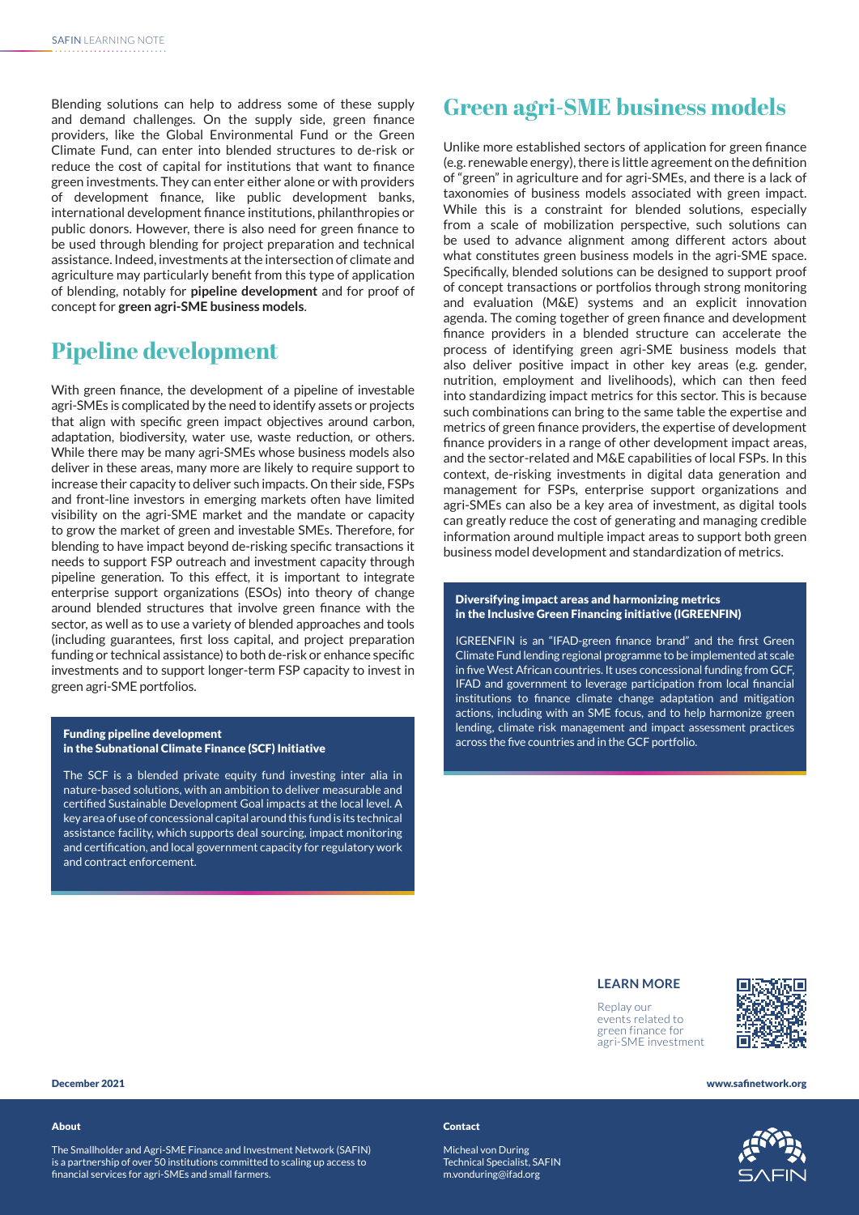Blending solutions can help to address some of these supply and demand challenges. On the supply side, green finance providers, like the Global Environmental Fund or the Green Climate Fund, can enter into blended structures to de-risk or reduce the cost of capital for institutions that want to finance green investments. They can enter either alone or with providers of development finance, like public development banks, international development finance institutions, philanthropies or public donors. However, there is also need for green finance to be used through blending for project preparation and technical assistance. Indeed, investments at the intersection of climate and agriculture may particularly benefit from this type of application of blending, notably for **pipeline development** and for proof of concept for **green agri-SME business models**.

## Pipeline development

With green finance, the development of a pipeline of investable agri-SMEs is complicated by the need to identify assets or projects that align with specific green impact objectives around carbon, adaptation, biodiversity, water use, waste reduction, or others. While there may be many agri-SMEs whose business models also deliver in these areas, many more are likely to require support to increase their capacity to deliver such impacts. On their side, FSPs and front-line investors in emerging markets often have limited visibility on the agri-SME market and the mandate or capacity to grow the market of green and investable SMEs. Therefore, for blending to have impact beyond de-risking specific transactions it needs to support FSP outreach and investment capacity through pipeline generation. To this effect, it is important to integrate enterprise support organizations (ESOs) into theory of change around blended structures that involve green finance with the sector, as well as to use a variety of blended approaches and tools (including guarantees, first loss capital, and project preparation funding or technical assistance) to both de-risk or enhance specific investments and to support longer-term FSP capacity to invest in green agri-SME portfolios.

### Funding pipeline development in the Subnational Climate Finance (SCF) Initiative

The SCF is a blended private equity fund investing inter alia in nature-based solutions, with an ambition to deliver measurable and certified Sustainable Development Goal impacts at the local level. A key area of use of concessional capital around this fund is its technical assistance facility, which supports deal sourcing, impact monitoring and certification, and local government capacity for regulatory work and contract enforcement.

## Green agri-SME business models

Unlike more established sectors of application for green finance (e.g. renewable energy), there is little agreement on the definition of "green" in agriculture and for agri-SMEs, and there is a lack of taxonomies of business models associated with green impact. While this is a constraint for blended solutions, especially from a scale of mobilization perspective, such solutions can be used to advance alignment among different actors about what constitutes green business models in the agri-SME space. Specifically, blended solutions can be designed to support proof of concept transactions or portfolios through strong monitoring and evaluation (M&E) systems and an explicit innovation agenda. The coming together of green finance and development finance providers in a blended structure can accelerate the process of identifying green agri-SME business models that also deliver positive impact in other key areas (e.g. gender, nutrition, employment and livelihoods), which can then feed into standardizing impact metrics for this sector. This is because such combinations can bring to the same table the expertise and metrics of green finance providers, the expertise of development finance providers in a range of other development impact areas, and the sector-related and M&E capabilities of local FSPs. In this context, de-risking investments in digital data generation and management for FSPs, enterprise support organizations and agri-SMEs can also be a key area of investment, as digital tools can greatly reduce the cost of generating and managing credible information around multiple impact areas to support both green business model development and standardization of metrics.

### Diversifying impact areas and harmonizing metrics in the Inclusive Green Financing initiative (IGREENFIN)

IGREENFIN is an "IFAD-green finance brand" and the first Green Climate Fund lending regional programme to be implemented at scale in five West African countries. It uses concessional funding from GCF, IFAD and government to leverage participation from local financial institutions to finance climate change adaptation and mitigation actions, including with an SME focus, and to help harmonize green lending, climate risk management and impact assessment practices across the five countries and in the GCF portfolio.

**LEARN MORE**

Replay our events related to green finance for agri-SME investment

December 2021

www.safinetwork.org

**About**

The Smallholder and Agri-SME Finance and Investment Network (SAFIN) is a partnership of over 50 institutions committed to scaling up access to financial services for agri-SMEs and small farmers.

**Contact**

Micheal von During
Technical Specialist, SAFIN
m.vonduring@ifad.org